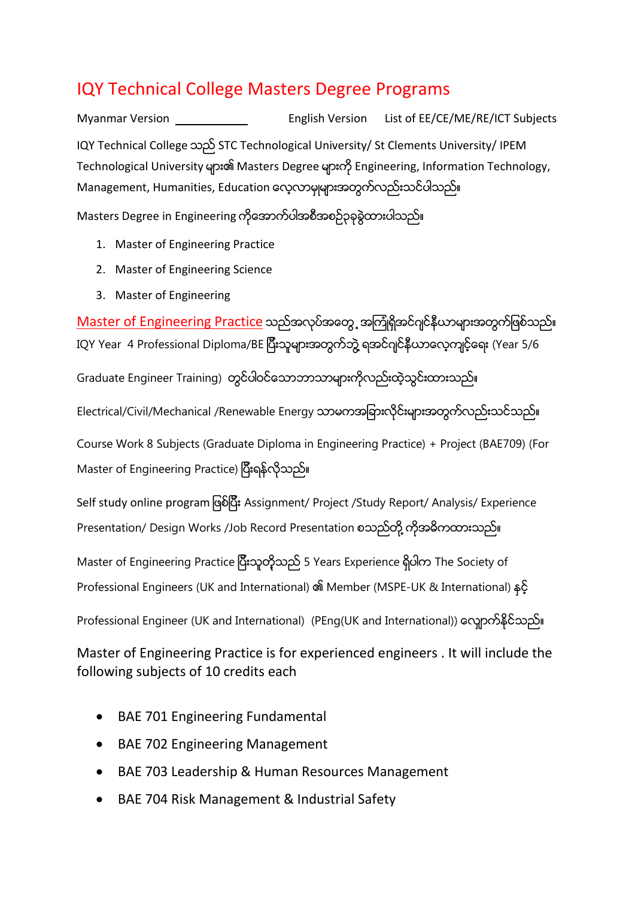# IQY Technical College Masters Degree Programs

Myanmar Version ___________ English Version List of EE/CE/ME/RE/ICT Subjects

IQY Technical College သည် STC Technological University/ St Clements University/ IPEM Technological University များ၏ Masters Degree များကို Engineering, Information Technology, Management, Humanities, Education လေ့လာမှုများအတွက်လည်းသင်ပါသည်။

Masters Degree in Engineering ကိုအောက်ပါအစီအစဉ်၃ခုခွဲထားပါသည်။

1. Master of Engineering Practice
2. Master of Engineering Science
3. Master of Engineering

Master of Engineering Practice သည်အလုပ်အတွေ့အကြုံရှိအင်ဂျင်နီယာများအတွက်ဖြစ်သည်။ IQY Year 4 Professional Diploma/BE ပြီးသူများအတွက်သွဲ့ ရအင်ဂျင်နီယာလေ့ကျင့်ရေး (Year 5/6

Graduate Engineer Training) တွင်ပါဝင်သောဘာသာများကိုလည်းထဲ့သွင်းထားသည်။

Electrical/Civil/Mechanical /Renewable Energy သာမကအခြားလိုင်းများအတွက်လည်းသင်သည်။

Course Work 8 Subjects (Graduate Diploma in Engineering Practice) + Project (BAE709) (For Master of Engineering Practice) ပြီးရန်လိုသည်။

Self study online program ဖြစ်ပြီး Assignment/ Project /Study Report/ Analysis/ Experience Presentation/ Design Works /Job Record Presentation စသည်တို့ ကိုအဓိကထားသည်။

Master of Engineering Practice ပြီးသူတို့သည် 5 Years Experience ရှိပါက The Society of Professional Engineers (UK and International) ၏ Member (MSPE-UK & International) နှင့်

Professional Engineer (UK and International) (PEng(UK and International)) လျှောက်နိုင်သည်။

Master of Engineering Practice is for experienced engineers . It will include the following subjects of 10 credits each

- BAE 701 Engineering Fundamental
- BAE 702 Engineering Management
- BAE 703 Leadership & Human Resources Management
- BAE 704 Risk Management & Industrial Safety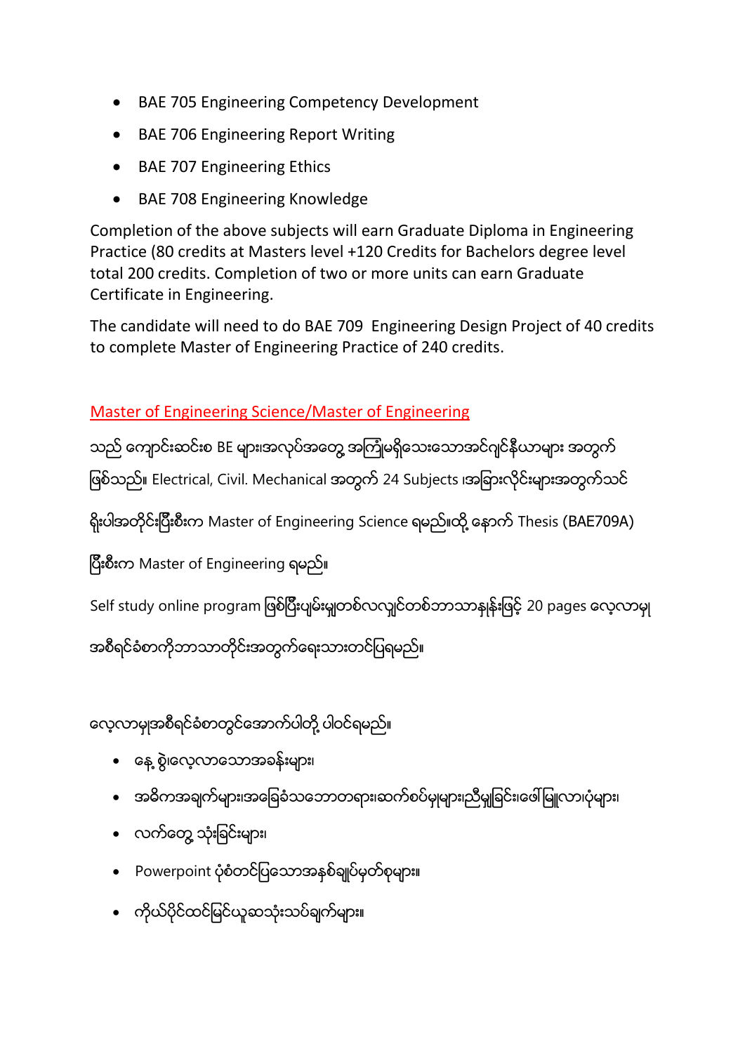- BAE 705 Engineering Competency Development
- BAE 706 Engineering Report Writing
- BAE 707 Engineering Ethics
- BAE 708 Engineering Knowledge

Completion of the above subjects will earn Graduate Diploma in Engineering Practice (80 credits at Masters level +120 Credits for Bachelors degree level total 200 credits. Completion of two or more units can earn Graduate Certificate in Engineering.

The candidate will need to do BAE 709 Engineering Design Project of 40 credits to complete Master of Engineering Practice of 240 credits.

## Master of Engineering Science/Master of Engineering

သည် ကျောင်းဆင်းစ BE များ၊အလုပ်အတွေ့ အကြုံမရှိသေးသောအင်ဂျင်နီယာများ အတွက် ဖြစ်သည်။ Electrical, Civil. Mechanical အတွက် 24 Subjects ၊အခြားလိုင်းများအတွက်သင် ရိုးပါအတိုင်း၊ပြီးစီးက Master of Engineering Science ရမည်။ထို့ နောက် Thesis (BAE709A) ပြီးစီးက Master of Engineering ရမည်။

Self study online program ဖြစ်ပြီးပျမ်းမျှတစ်လလျှင်တစ်ဘာသာနှုန်းဖြင့် 20 pages လေ့လာမှု အစီရင်ခံစာကိုဘာသာတိုင်းအတွက်ရေးသားတင်ပြရမည်။

လေ့လာမှုအစီရင်ခံစာတွင်အောက်ပါတို့ ပါဝင်ရမည်။

- နေ့ စွဲ၊လေ့လာသောအခန်းများ၊
- အဓိကအချက်များ၊အခြေခံသဘောတရား၊ဆက်စပ်မှုများ၊ညီမျှခြင်း၊ဖေါ်မြူလာ၊ပုံများ၊
- လက်တွေ့ သုံးခြင်းများ၊
- Powerpoint ပုံစံတင်ပြသောအနှစ်ချုပ်မှတ်စုများ။
- ကိုယ်ပိုင်ထင်မြင်ယူဆသုံးသပ်ချက်များ။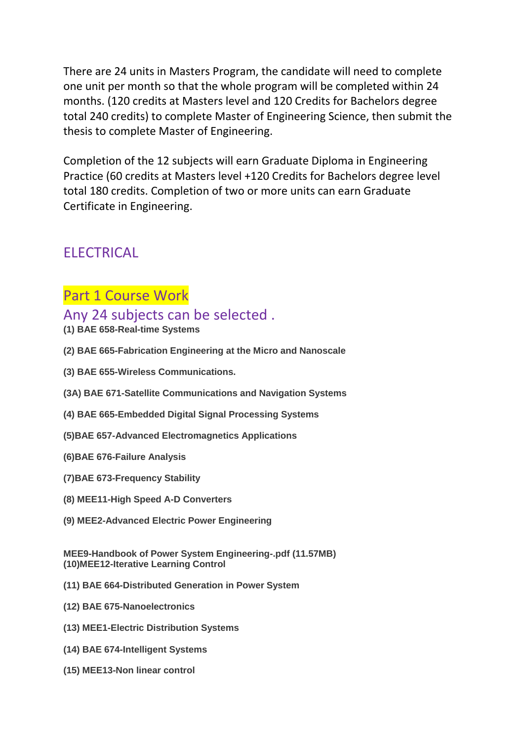There are 24 units in Masters Program, the candidate will need to complete one unit per month so that the whole program will be completed within 24 months. (120 credits at Masters level and 120 Credits for Bachelors degree total 240 credits) to complete Master of Engineering Science, then submit the thesis to complete Master of Engineering.

Completion of the 12 subjects will earn Graduate Diploma in Engineering Practice (60 credits at Masters level +120 Credits for Bachelors degree level total 180 credits. Completion of two or more units can earn Graduate Certificate in Engineering.

## ELECTRICAL

### Part 1 Course Work

### Any 24 subjects can be selected .

**(1) BAE 658-Real-time Systems**

**(2) BAE 665-Fabrication Engineering at the Micro and Nanoscale**

**(3) BAE 655-Wireless Communications.**

**(3A) BAE 671-Satellite Communications and Navigation Systems**

**(4) BAE 665-Embedded Digital Signal Processing Systems**

**(5)BAE 657-Advanced Electromagnetics Applications**

**(6)BAE 676-Failure Analysis**

**(7)BAE 673-Frequency Stability**

**(8) MEE11-High Speed A-D Converters**

**(9) MEE2-Advanced Electric Power Engineering**

**MEE9-Handbook of Power System Engineering-.pdf (11.57MB)**
**(10)MEE12-Iterative Learning Control**

**(11) BAE 664-Distributed Generation in Power System**

**(12) BAE 675-Nanoelectronics**

**(13) MEE1-Electric Distribution Systems**

**(14) BAE 674-Intelligent Systems**

**(15) MEE13-Non linear control**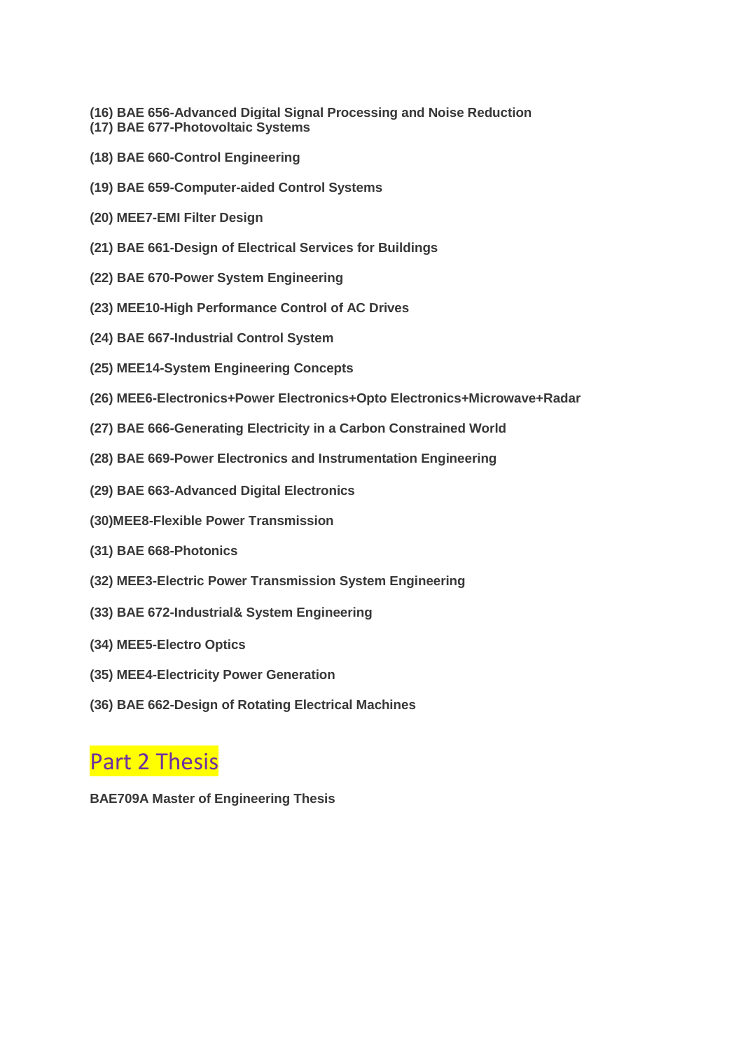**(16) BAE 656-Advanced Digital Signal Processing and Noise Reduction**
**(17) BAE 677-Photovoltaic Systems**

**(18) BAE 660-Control Engineering**

**(19) BAE 659-Computer-aided Control Systems**

**(20) MEE7-EMI Filter Design**

**(21) BAE 661-Design of Electrical Services for Buildings**

**(22) BAE 670-Power System Engineering**

**(23) MEE10-High Performance Control of AC Drives**

**(24) BAE 667-Industrial Control System**

**(25) MEE14-System Engineering Concepts**

**(26) MEE6-Electronics+Power Electronics+Opto Electronics+Microwave+Radar**

**(27) BAE 666-Generating Electricity in a Carbon Constrained World**

**(28) BAE 669-Power Electronics and Instrumentation Engineering**

**(29) BAE 663-Advanced Digital Electronics**

**(30)MEE8-Flexible Power Transmission**

**(31) BAE 668-Photonics**

**(32) MEE3-Electric Power Transmission System Engineering**

**(33) BAE 672-Industrial& System Engineering**

**(34) MEE5-Electro Optics**

**(35) MEE4-Electricity Power Generation**

**(36) BAE 662-Design of Rotating Electrical Machines**

## Part 2 Thesis

**BAE709A Master of Engineering Thesis**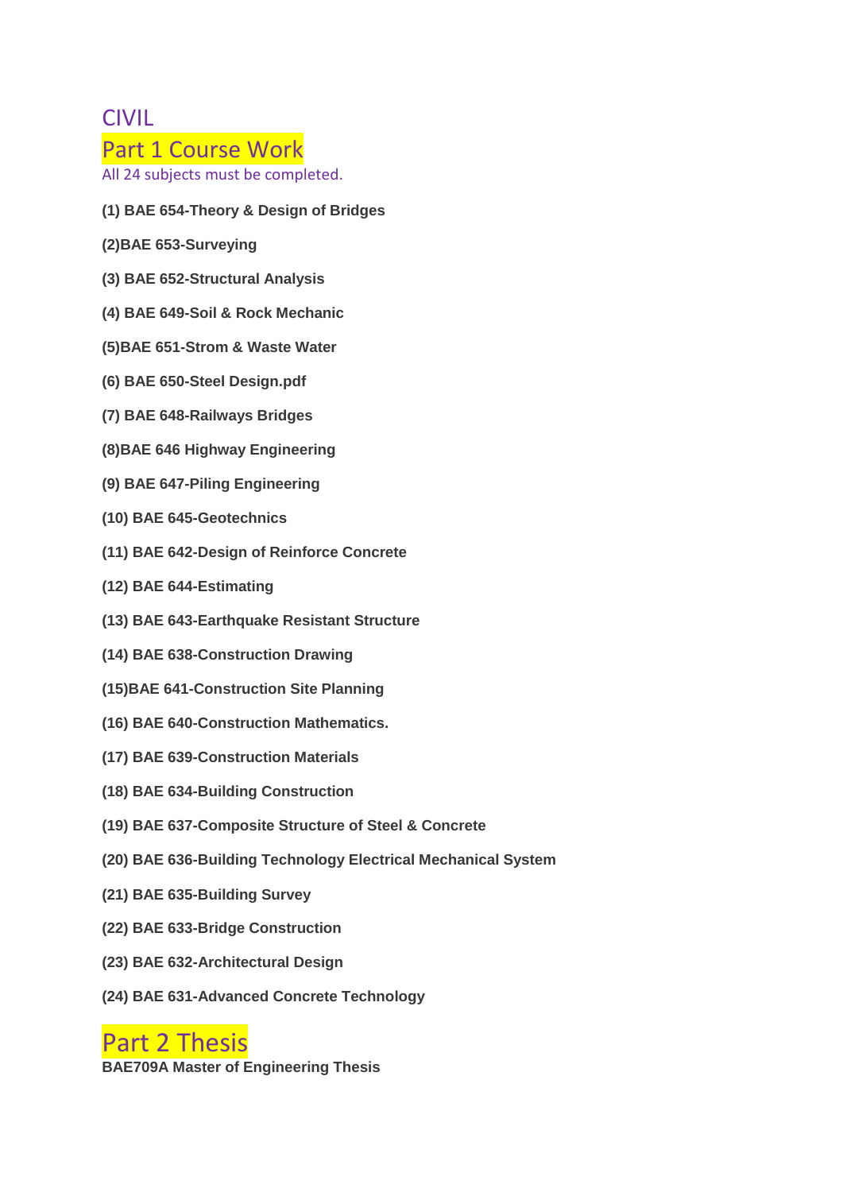# CIVIL

## Part 1 Course Work

All 24 subjects must be completed.

**(1) BAE 654-Theory & Design of Bridges**

**(2)BAE 653-Surveying**

**(3) BAE 652-Structural Analysis**

**(4) BAE 649-Soil & Rock Mechanic**

**(5)BAE 651-Strom & Waste Water**

**(6) BAE 650-Steel Design.pdf**

**(7) BAE 648-Railways Bridges**

**(8)BAE 646 Highway Engineering**

**(9) BAE 647-Piling Engineering**

**(10) BAE 645-Geotechnics**

**(11) BAE 642-Design of Reinforce Concrete**

**(12) BAE 644-Estimating**

**(13) BAE 643-Earthquake Resistant Structure**

**(14) BAE 638-Construction Drawing**

**(15)BAE 641-Construction Site Planning**

**(16) BAE 640-Construction Mathematics.**

**(17) BAE 639-Construction Materials**

**(18) BAE 634-Building Construction**

**(19) BAE 637-Composite Structure of Steel & Concrete**

**(20) BAE 636-Building Technology Electrical Mechanical System**

**(21) BAE 635-Building Survey**

**(22) BAE 633-Bridge Construction**

**(23) BAE 632-Architectural Design**

**(24) BAE 631-Advanced Concrete Technology**

## Part 2 Thesis

**BAE709A Master of Engineering Thesis**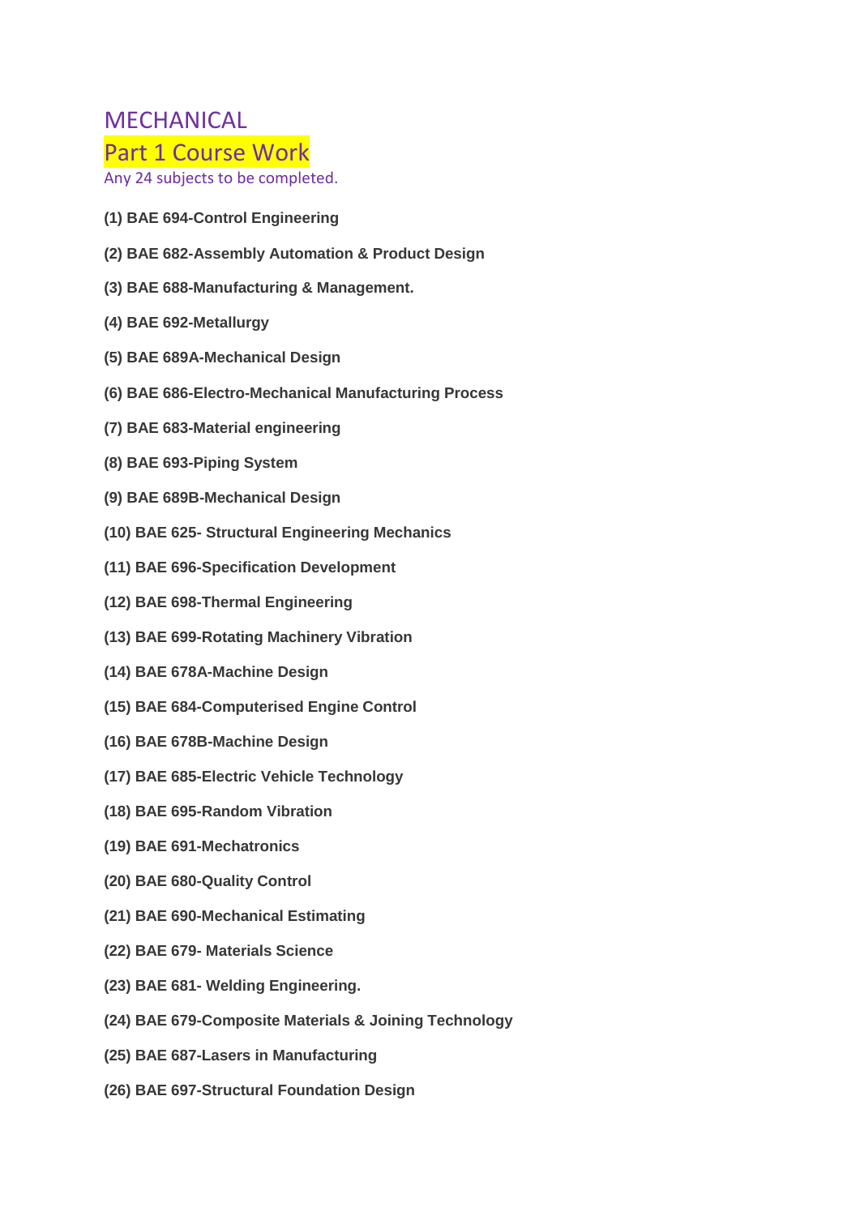# MECHANICAL

## Part 1 Course Work

Any 24 subjects to be completed.

**(1) BAE 694-Control Engineering**

**(2) BAE 682-Assembly Automation & Product Design**

**(3) BAE 688-Manufacturing & Management.**

**(4) BAE 692-Metallurgy**

**(5) BAE 689A-Mechanical Design**

**(6) BAE 686-Electro-Mechanical Manufacturing Process**

**(7) BAE 683-Material engineering**

**(8) BAE 693-Piping System**

**(9) BAE 689B-Mechanical Design**

**(10) BAE 625- Structural Engineering Mechanics**

**(11) BAE 696-Specification Development**

**(12) BAE 698-Thermal Engineering**

**(13) BAE 699-Rotating Machinery Vibration**

**(14) BAE 678A-Machine Design**

**(15) BAE 684-Computerised Engine Control**

**(16) BAE 678B-Machine Design**

**(17) BAE 685-Electric Vehicle Technology**

**(18) BAE 695-Random Vibration**

**(19) BAE 691-Mechatronics**

**(20) BAE 680-Quality Control**

**(21) BAE 690-Mechanical Estimating**

**(22) BAE 679- Materials Science**

**(23) BAE 681- Welding Engineering.**

**(24) BAE 679-Composite Materials & Joining Technology**

**(25) BAE 687-Lasers in Manufacturing**

**(26) BAE 697-Structural Foundation Design**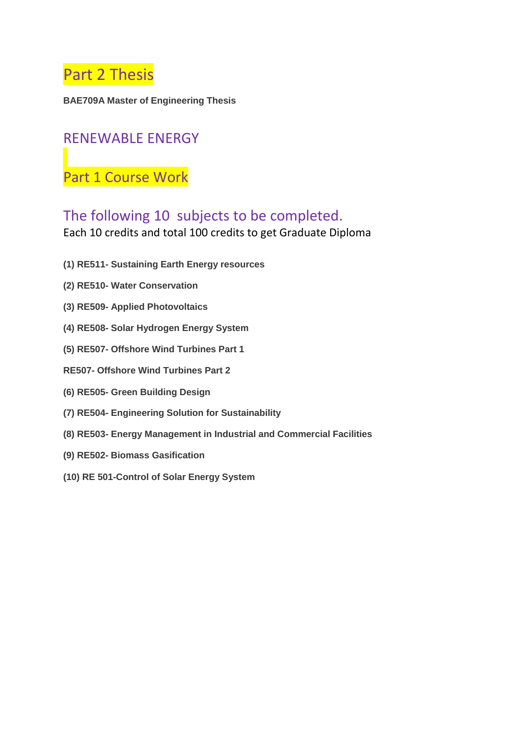## Part 2 Thesis

**BAE709A Master of Engineering Thesis**

## RENEWABLE ENERGY

## Part 1 Course Work

## The following 10 subjects to be completed.

Each 10 credits and total 100 credits to get Graduate Diploma

**(1) RE511- Sustaining Earth Energy resources**

**(2) RE510- Water Conservation**

**(3) RE509- Applied Photovoltaics**

**(4) RE508- Solar Hydrogen Energy System**

**(5) RE507- Offshore Wind Turbines Part 1**

**RE507- Offshore Wind Turbines Part 2**

**(6) RE505- Green Building Design**

**(7) RE504- Engineering Solution for Sustainability**

**(8) RE503- Energy Management in Industrial and Commercial Facilities**

**(9) RE502- Biomass Gasification**

**(10) RE 501-Control of Solar Energy System**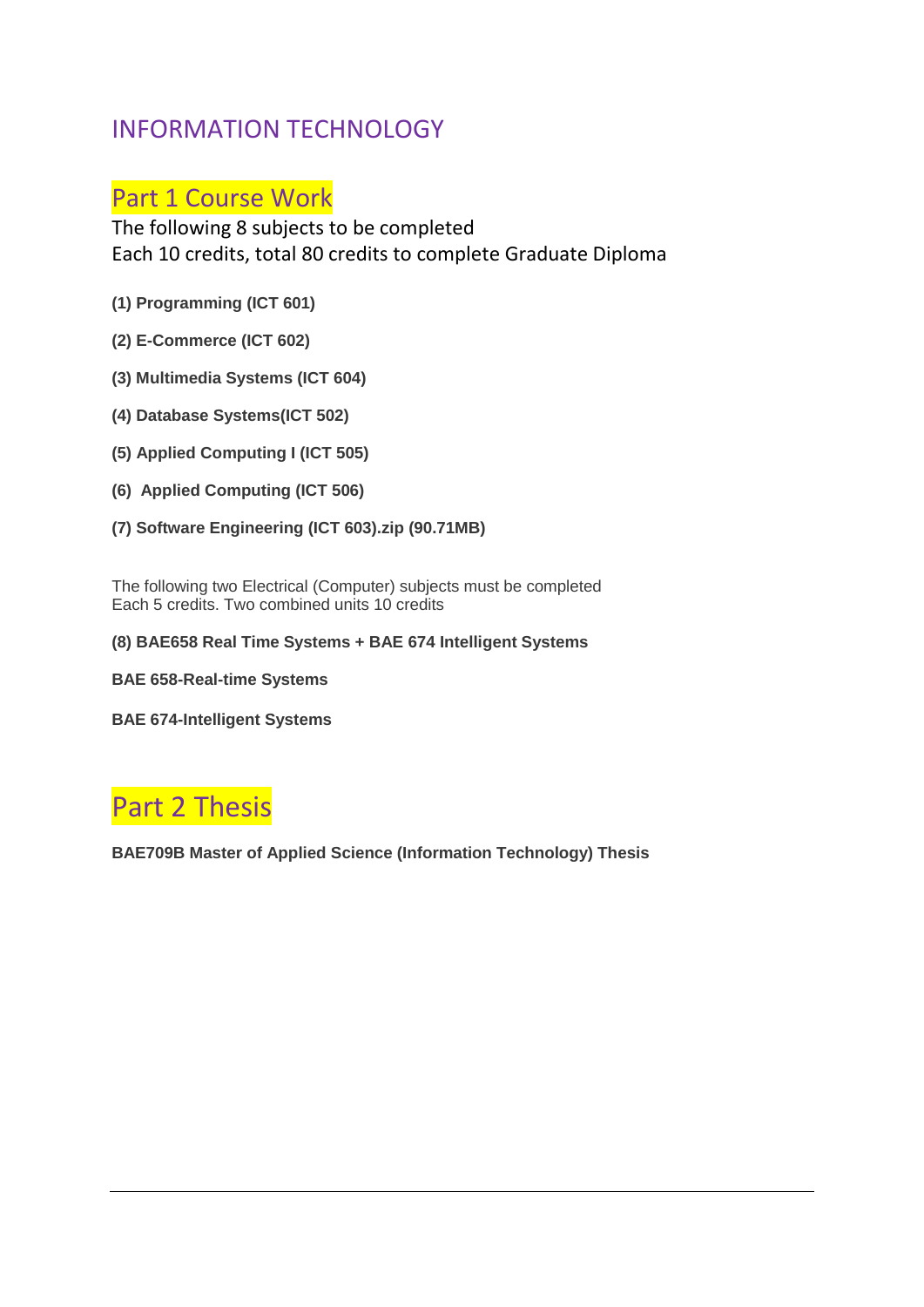# INFORMATION TECHNOLOGY

## Part 1 Course Work

The following 8 subjects to be completed
Each 10 credits, total 80 credits to complete Graduate Diploma

**(1) Programming (ICT 601)**

**(2) E-Commerce (ICT 602)**

**(3) Multimedia Systems (ICT 604)**

**(4) Database Systems(ICT 502)**

**(5) Applied Computing I (ICT 505)**

**(6) Applied Computing (ICT 506)**

**(7) Software Engineering (ICT 603).zip (90.71MB)**

The following two Electrical (Computer) subjects must be completed
Each 5 credits. Two combined units 10 credits

**(8) BAE658 Real Time Systems + BAE 674 Intelligent Systems**

**BAE 658-Real-time Systems**

**BAE 674-Intelligent Systems**

## Part 2 Thesis

**BAE709B Master of Applied Science (Information Technology) Thesis**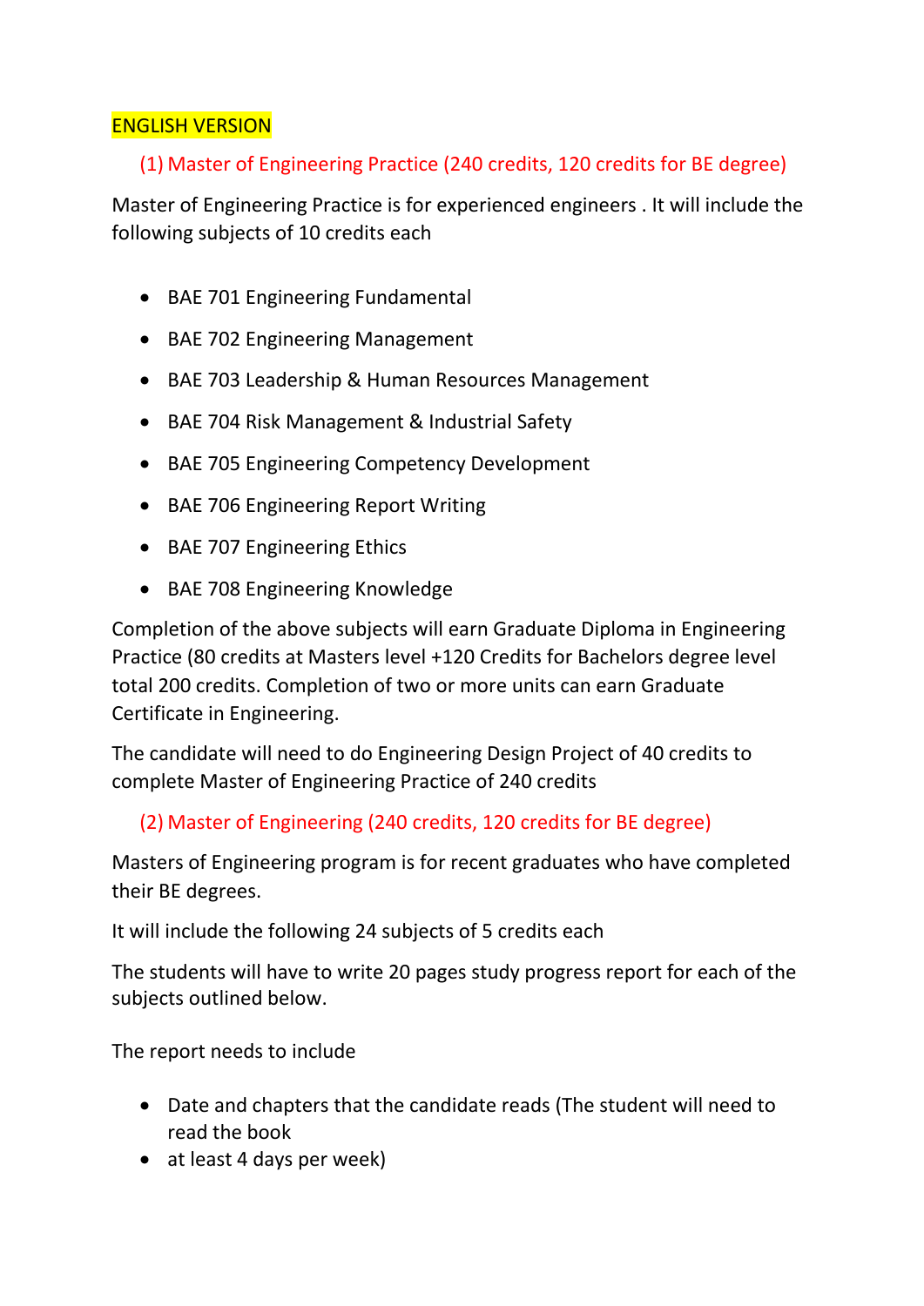ENGLISH VERSION

(1) Master of Engineering Practice (240 credits, 120 credits for BE degree)

Master of Engineering Practice is for experienced engineers . It will include the following subjects of 10 credits each

- BAE 701 Engineering Fundamental
- BAE 702 Engineering Management
- BAE 703 Leadership & Human Resources Management
- BAE 704 Risk Management & Industrial Safety
- BAE 705 Engineering Competency Development
- BAE 706 Engineering Report Writing
- BAE 707 Engineering Ethics
- BAE 708 Engineering Knowledge

Completion of the above subjects will earn Graduate Diploma in Engineering Practice (80 credits at Masters level +120 Credits for Bachelors degree level total 200 credits. Completion of two or more units can earn Graduate Certificate in Engineering.

The candidate will need to do Engineering Design Project of 40 credits to complete Master of Engineering Practice of 240 credits

(2) Master of Engineering (240 credits, 120 credits for BE degree)

Masters of Engineering program is for recent graduates who have completed their BE degrees.

It will include the following 24 subjects of 5 credits each

The students will have to write 20 pages study progress report for each of the subjects outlined below.

The report needs to include

- Date and chapters that the candidate reads (The student will need to read the book
- at least 4 days per week)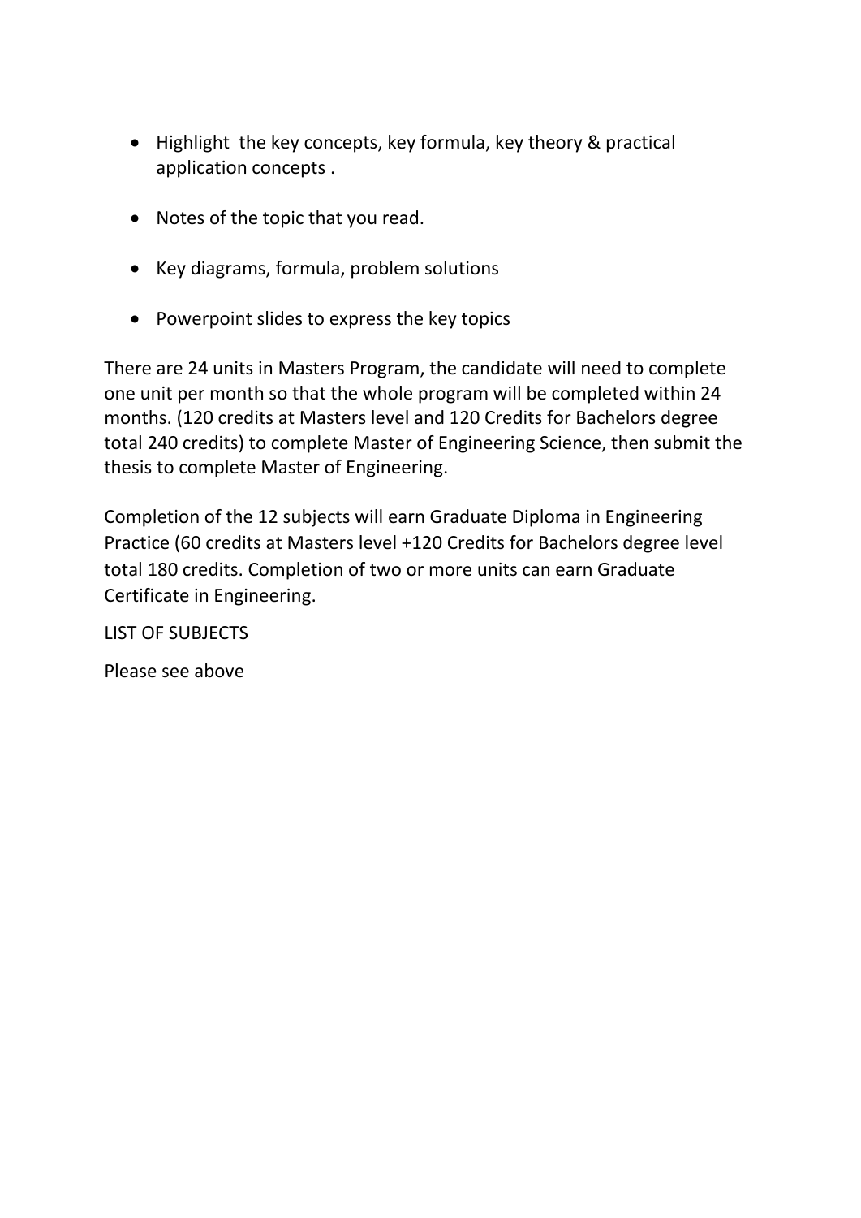- Highlight  the key concepts, key formula, key theory & practical application concepts .
- Notes of the topic that you read.
- Key diagrams, formula, problem solutions
- Powerpoint slides to express the key topics

There are 24 units in Masters Program, the candidate will need to complete one unit per month so that the whole program will be completed within 24 months. (120 credits at Masters level and 120 Credits for Bachelors degree total 240 credits) to complete Master of Engineering Science, then submit the thesis to complete Master of Engineering.

Completion of the 12 subjects will earn Graduate Diploma in Engineering Practice (60 credits at Masters level +120 Credits for Bachelors degree level total 180 credits. Completion of two or more units can earn Graduate Certificate in Engineering.

LIST OF SUBJECTS

Please see above